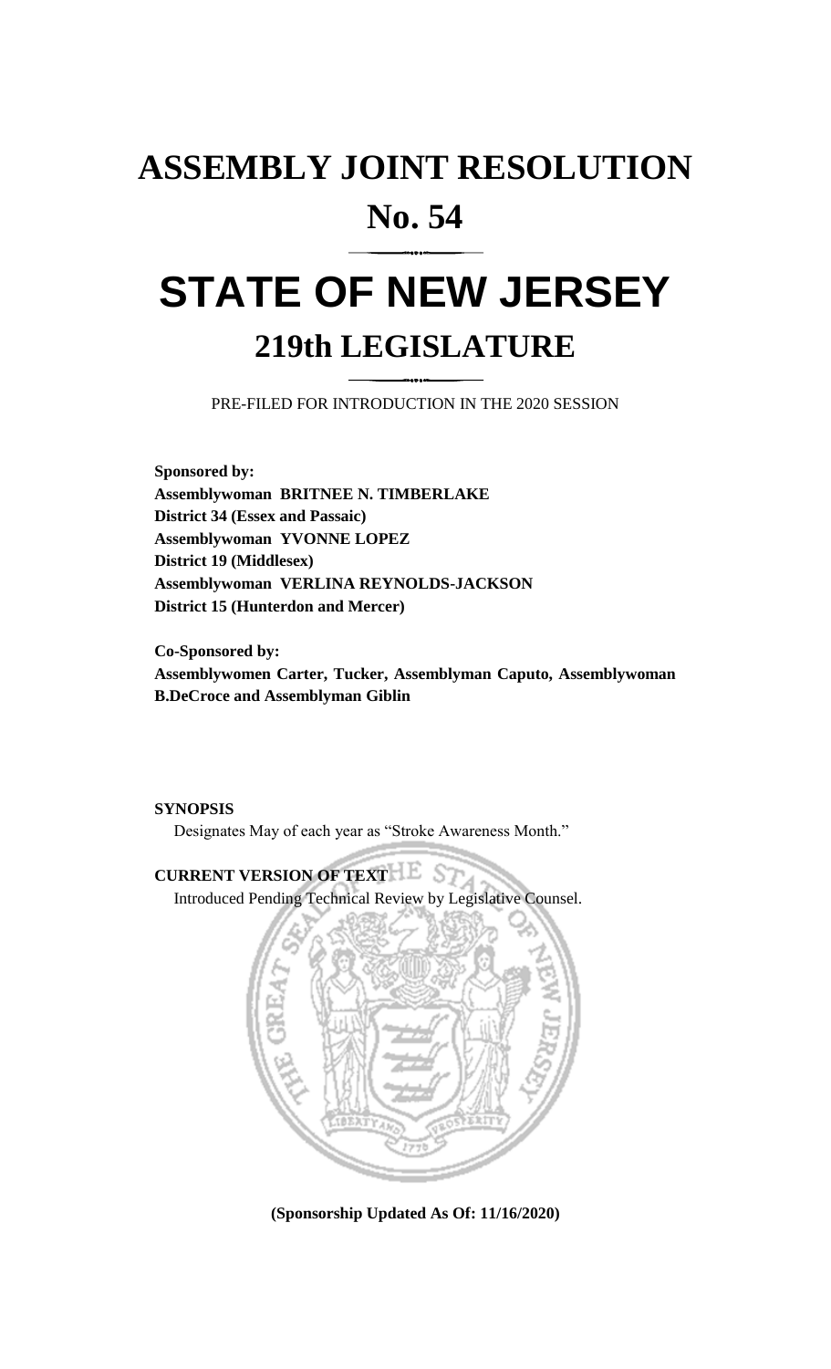# ASSEMBLY JOINT RESOLUTION

# No. 54

# STATE OF NEW JERSEY

## 219th LEGISLATURE

PRE-FILED FOR INTRODUCTION IN THE 2020 SESSION

**Sponsored by:**
**Assemblywoman BRITNEE N. TIMBERLAKE**
**District 34 (Essex and Passaic)**
**Assemblywoman YVONNE LOPEZ**
**District 19 (Middlesex)**
**Assemblywoman VERLINA REYNOLDS-JACKSON**
**District 15 (Hunterdon and Mercer)**

**Co-Sponsored by:**
**Assemblywomen Carter, Tucker, Assemblyman Caputo, Assemblywoman B.DeCroce and Assemblyman Giblin**

**SYNOPSIS**

Designates May of each year as "Stroke Awareness Month."

**CURRENT VERSION OF TEXT**

Introduced Pending Technical Review by Legislative Counsel.

**(Sponsorship Updated As Of: 11/16/2020)**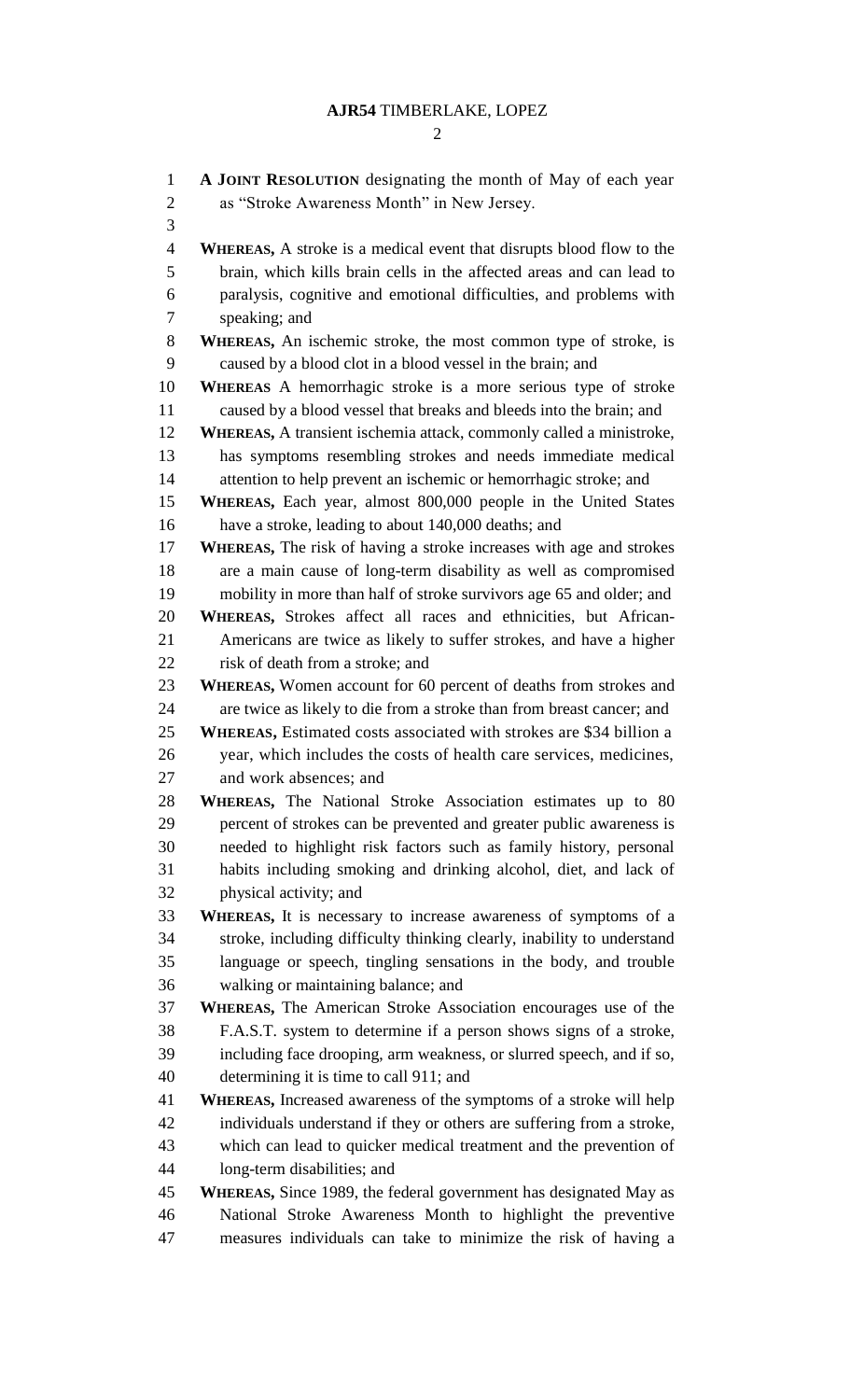**A JOINT RESOLUTION** designating the month of May of each year as "Stroke Awareness Month" in New Jersey.

**WHEREAS,** A stroke is a medical event that disrupts blood flow to the brain, which kills brain cells in the affected areas and can lead to paralysis, cognitive and emotional difficulties, and problems with speaking; and

**WHEREAS,** An ischemic stroke, the most common type of stroke, is caused by a blood clot in a blood vessel in the brain; and

**WHEREAS** A hemorrhagic stroke is a more serious type of stroke caused by a blood vessel that breaks and bleeds into the brain; and

**WHEREAS,** A transient ischemia attack, commonly called a ministroke, has symptoms resembling strokes and needs immediate medical attention to help prevent an ischemic or hemorrhagic stroke; and

**WHEREAS,** Each year, almost 800,000 people in the United States have a stroke, leading to about 140,000 deaths; and

**WHEREAS,** The risk of having a stroke increases with age and strokes are a main cause of long-term disability as well as compromised mobility in more than half of stroke survivors age 65 and older; and

**WHEREAS,** Strokes affect all races and ethnicities, but African-Americans are twice as likely to suffer strokes, and have a higher risk of death from a stroke; and

**WHEREAS,** Women account for 60 percent of deaths from strokes and are twice as likely to die from a stroke than from breast cancer; and

**WHEREAS,** Estimated costs associated with strokes are $34 billion a year, which includes the costs of health care services, medicines, and work absences; and

**WHEREAS,** The National Stroke Association estimates up to 80 percent of strokes can be prevented and greater public awareness is needed to highlight risk factors such as family history, personal habits including smoking and drinking alcohol, diet, and lack of physical activity; and

**WHEREAS,** It is necessary to increase awareness of symptoms of a stroke, including difficulty thinking clearly, inability to understand language or speech, tingling sensations in the body, and trouble walking or maintaining balance; and

**WHEREAS,** The American Stroke Association encourages use of the F.A.S.T. system to determine if a person shows signs of a stroke, including face drooping, arm weakness, or slurred speech, and if so, determining it is time to call 911; and

**WHEREAS,** Increased awareness of the symptoms of a stroke will help individuals understand if they or others are suffering from a stroke, which can lead to quicker medical treatment and the prevention of long-term disabilities; and

**WHEREAS,** Since 1989, the federal government has designated May as National Stroke Awareness Month to highlight the preventive measures individuals can take to minimize the risk of having a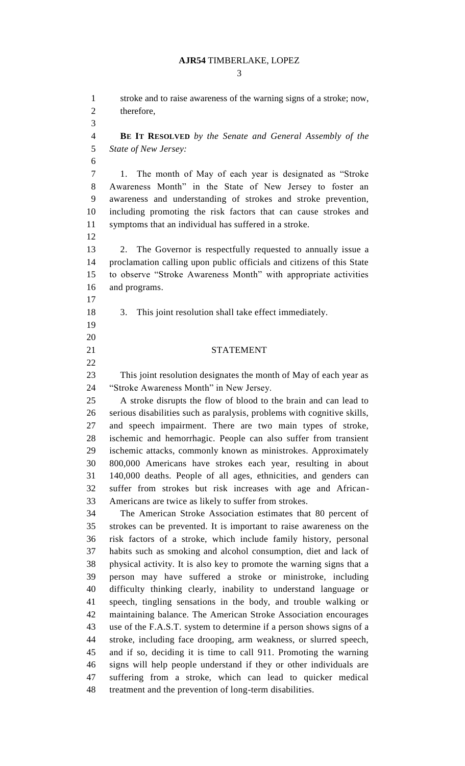stroke and to raise awareness of the warning signs of a stroke; now, therefore,

**BE IT RESOLVED** *by the Senate and General Assembly of the State of New Jersey:*

1. The month of May of each year is designated as "Stroke Awareness Month" in the State of New Jersey to foster an awareness and understanding of strokes and stroke prevention, including promoting the risk factors that can cause strokes and symptoms that an individual has suffered in a stroke.

2. The Governor is respectfully requested to annually issue a proclamation calling upon public officials and citizens of this State to observe "Stroke Awareness Month" with appropriate activities and programs.

3. This joint resolution shall take effect immediately.

## STATEMENT

This joint resolution designates the month of May of each year as "Stroke Awareness Month" in New Jersey.

A stroke disrupts the flow of blood to the brain and can lead to serious disabilities such as paralysis, problems with cognitive skills, and speech impairment. There are two main types of stroke, ischemic and hemorrhagic. People can also suffer from transient ischemic attacks, commonly known as ministrokes. Approximately 800,000 Americans have strokes each year, resulting in about 140,000 deaths. People of all ages, ethnicities, and genders can suffer from strokes but risk increases with age and African-Americans are twice as likely to suffer from strokes.

The American Stroke Association estimates that 80 percent of strokes can be prevented. It is important to raise awareness on the risk factors of a stroke, which include family history, personal habits such as smoking and alcohol consumption, diet and lack of physical activity. It is also key to promote the warning signs that a person may have suffered a stroke or ministroke, including difficulty thinking clearly, inability to understand language or speech, tingling sensations in the body, and trouble walking or maintaining balance. The American Stroke Association encourages use of the F.A.S.T. system to determine if a person shows signs of a stroke, including face drooping, arm weakness, or slurred speech, and if so, deciding it is time to call 911. Promoting the warning signs will help people understand if they or other individuals are suffering from a stroke, which can lead to quicker medical treatment and the prevention of long-term disabilities.